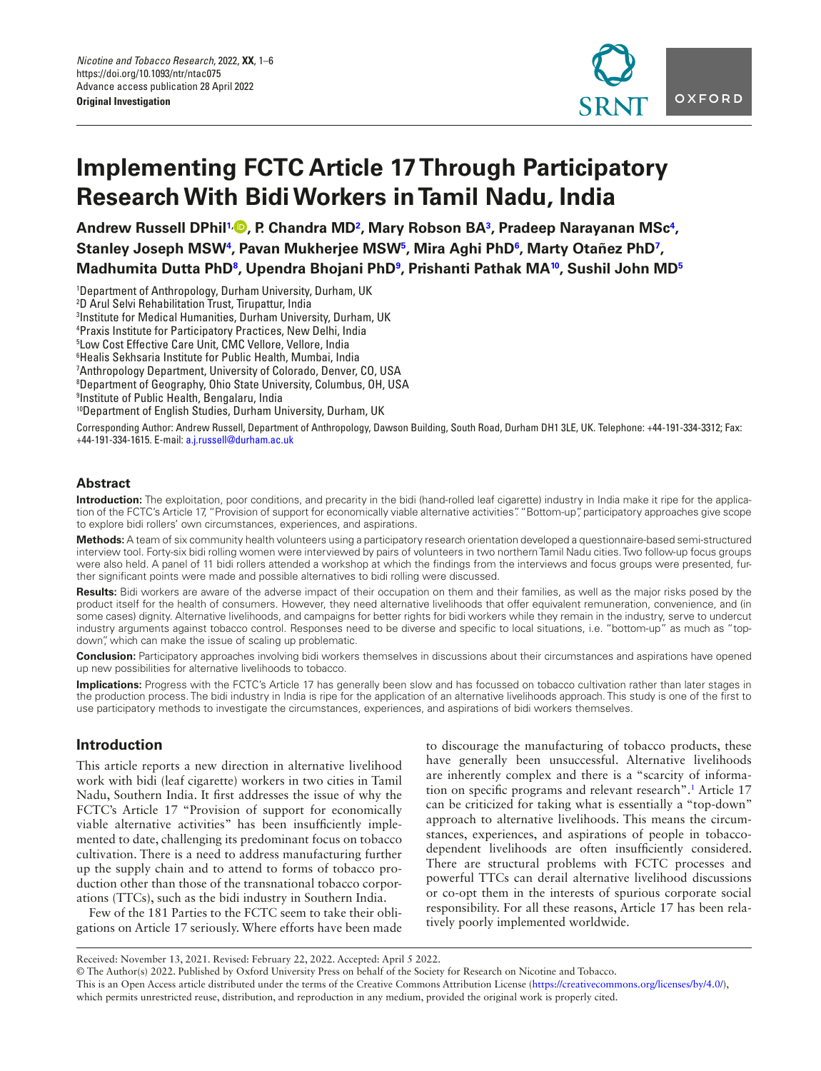# Implementing FCTC Article 17 Through Participatory Research With Bidi Workers in Tamil Nadu, India

**Andrew Russell DPhil[1], P. Chandra MD[2], Mary Robson BA[3], Pradeep Narayanan MSc[4], Stanley Joseph MSW[4], Pavan Mukherjee MSW[5], Mira Aghi PhD[6], Marty Otañez PhD[7], Madhumita Dutta PhD[8], Upendra Bhojani PhD[9], Prishanti Pathak MA[10], Sushil John MD[5]**

[1]Department of Anthropology, Durham University, Durham, UK
[2]D Arul Selvi Rehabilitation Trust, Tirupattur, India
[3]Institute for Medical Humanities, Durham University, Durham, UK
[4]Praxis Institute for Participatory Practices, New Delhi, India
[5]Low Cost Effective Care Unit, CMC Vellore, Vellore, India
[6]Healis Sekhsaria Institute for Public Health, Mumbai, India
[7]Anthropology Department, University of Colorado, Denver, CO, USA
[8]Department of Geography, Ohio State University, Columbus, OH, USA
[9]Institute of Public Health, Bengaluru, India
[10]Department of English Studies, Durham University, Durham, UK

Corresponding Author: Andrew Russell, Department of Anthropology, Dawson Building, South Road, Durham DH1 3LE, UK. Telephone: +44-191-334-3312; Fax: +44-191-334-1615. E-mail: a.j.russell@durham.ac.uk

## Abstract

**Introduction:** The exploitation, poor conditions, and precarity in the bidi (hand-rolled leaf cigarette) industry in India make it ripe for the application of the FCTC's Article 17, "Provision of support for economically viable alternative activities". "Bottom-up", participatory approaches give scope to explore bidi rollers' own circumstances, experiences, and aspirations.

**Methods:** A team of six community health volunteers using a participatory research orientation developed a questionnaire-based semi-structured interview tool. Forty-six bidi rolling women were interviewed by pairs of volunteers in two northern Tamil Nadu cities. Two follow-up focus groups were also held. A panel of 11 bidi rollers attended a workshop at which the findings from the interviews and focus groups were presented, further significant points were made and possible alternatives to bidi rolling were discussed.

**Results:** Bidi workers are aware of the adverse impact of their occupation on them and their families, as well as the major risks posed by the product itself for the health of consumers. However, they need alternative livelihoods that offer equivalent remuneration, convenience, and (in some cases) dignity. Alternative livelihoods, and campaigns for better rights for bidi workers while they remain in the industry, serve to undercut industry arguments against tobacco control. Responses need to be diverse and specific to local situations, i.e. "bottom-up" as much as "top-down", which can make the issue of scaling up problematic.

**Conclusion:** Participatory approaches involving bidi workers themselves in discussions about their circumstances and aspirations have opened up new possibilities for alternative livelihoods to tobacco.

**Implications:** Progress with the FCTC's Article 17 has generally been slow and has focussed on tobacco cultivation rather than later stages in the production process. The bidi industry in India is ripe for the application of an alternative livelihoods approach. This study is one of the first to use participatory methods to investigate the circumstances, experiences, and aspirations of bidi workers themselves.

## Introduction

This article reports a new direction in alternative livelihood work with bidi (leaf cigarette) workers in two cities in Tamil Nadu, Southern India. It first addresses the issue of why the FCTC's Article 17 "Provision of support for economically viable alternative activities" has been insufficiently implemented to date, challenging its predominant focus on tobacco cultivation. There is a need to address manufacturing further up the supply chain and to attend to forms of tobacco production other than those of the transnational tobacco corporations (TTCs), such as the bidi industry in Southern India.

Few of the 181 Parties to the FCTC seem to take their obligations on Article 17 seriously. Where efforts have been made to discourage the manufacturing of tobacco products, these have generally been unsuccessful. Alternative livelihoods are inherently complex and there is a "scarcity of information on specific programs and relevant research".[1] Article 17 can be criticized for taking what is essentially a "top-down" approach to alternative livelihoods. This means the circumstances, experiences, and aspirations of people in tobacco-dependent livelihoods are often insufficiently considered. There are structural problems with FCTC processes and powerful TTCs can derail alternative livelihood discussions or co-opt them in the interests of spurious corporate social responsibility. For all these reasons, Article 17 has been relatively poorly implemented worldwide.

Received: November 13, 2021. Revised: February 22, 2022. Accepted: April 5 2022.

© The Author(s) 2022. Published by Oxford University Press on behalf of the Society for Research on Nicotine and Tobacco.

This is an Open Access article distributed under the terms of the Creative Commons Attribution License (https://creativecommons.org/licenses/by/4.0/), which permits unrestricted reuse, distribution, and reproduction in any medium, provided the original work is properly cited.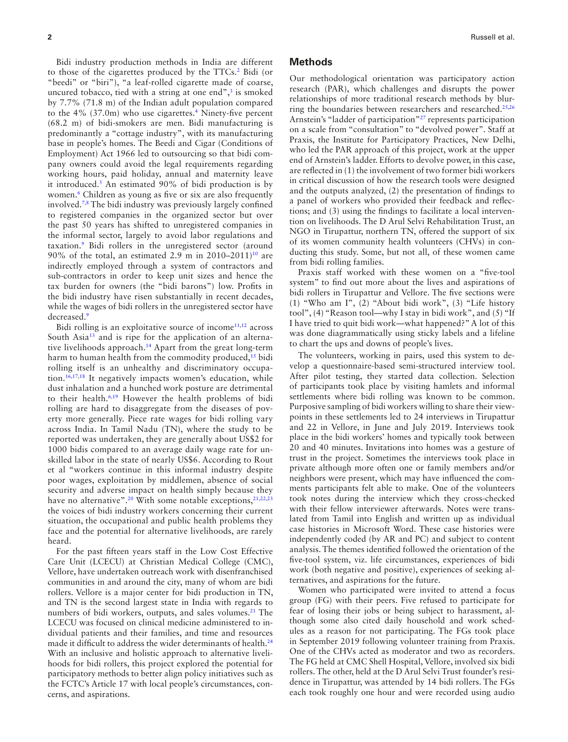Bidi industry production methods in India are different to those of the cigarettes produced by the TTCs.[2] Bidi (or "beedi" or "biri"), "a leaf-rolled cigarette made of coarse, uncured tobacco, tied with a string at one end",[3] is smoked by 7.7% (71.8 m) of the Indian adult population compared to the 4% (37.0m) who use cigarettes.[4] Ninety-five percent (68.2 m) of bidi-smokers are men. Bidi manufacturing is predominantly a "cottage industry", with its manufacturing base in people's homes. The Beedi and Cigar (Conditions of Employment) Act 1966 led to outsourcing so that bidi company owners could avoid the legal requirements regarding working hours, paid holiday, annual and maternity leave it introduced.[5] An estimated 90% of bidi production is by women.[6] Children as young as five or six are also frequently involved.[7,8] The bidi industry was previously largely confined to registered companies in the organized sector but over the past 50 years has shifted to unregistered companies in the informal sector, largely to avoid labor regulations and taxation.[9] Bidi rollers in the unregistered sector (around 90% of the total, an estimated 2.9 m in 2010–2011)[10] are indirectly employed through a system of contractors and sub-contractors in order to keep unit sizes and hence the tax burden for owners (the "bidi barons") low. Profits in the bidi industry have risen substantially in recent decades, while the wages of bidi rollers in the unregistered sector have decreased.[9]

Bidi rolling is an exploitative source of income[11,12] across South Asia[13] and is ripe for the application of an alternative livelihoods approach.[14] Apart from the great long-term harm to human health from the commodity produced,[15] bidi rolling itself is an unhealthy and discriminatory occupation.[16,17,18] It negatively impacts women's education, while dust inhalation and a hunched work posture are detrimental to their health.[6,19] However the health problems of bidi rolling are hard to disaggregate from the diseases of poverty more generally. Piece rate wages for bidi rolling vary across India. In Tamil Nadu (TN), where the study to be reported was undertaken, they are generally about US$2 for 1000 bidis compared to an average daily wage rate for unskilled labor in the state of nearly US$6. According to Rout et al "workers continue in this informal industry despite poor wages, exploitation by middlemen, absence of social security and adverse impact on health simply because they have no alternative".[20] With some notable exceptions,[21,22,23] the voices of bidi industry workers concerning their current situation, the occupational and public health problems they face and the potential for alternative livelihoods, are rarely heard.

For the past fifteen years staff in the Low Cost Effective Care Unit (LCECU) at Christian Medical College (CMC), Vellore, have undertaken outreach work with disenfranchised communities in and around the city, many of whom are bidi rollers. Vellore is a major center for bidi production in TN, and TN is the second largest state in India with regards to numbers of bidi workers, outputs, and sales volumes.[21] The LCECU was focused on clinical medicine administered to individual patients and their families, and time and resources made it difficult to address the wider determinants of health.[24] With an inclusive and holistic approach to alternative livelihoods for bidi rollers, this project explored the potential for participatory methods to better align policy initiatives such as the FCTC's Article 17 with local people's circumstances, concerns, and aspirations.

## Methods

Our methodological orientation was participatory action research (PAR), which challenges and disrupts the power relationships of more traditional research methods by blurring the boundaries between researchers and researched.[25,26] Arnstein's "ladder of participation"[27] represents participation on a scale from "consultation" to "devolved power". Staff at Praxis, the Institute for Participatory Practices, New Delhi, who led the PAR approach of this project, work at the upper end of Arnstein's ladder. Efforts to devolve power, in this case, are reflected in (1) the involvement of two former bidi workers in critical discussion of how the research tools were designed and the outputs analyzed, (2) the presentation of findings to a panel of workers who provided their feedback and reflections; and (3) using the findings to facilitate a local intervention on livelihoods. The D Arul Selvi Rehabilitation Trust, an NGO in Tirupattur, northern TN, offered the support of six of its women community health volunteers (CHVs) in conducting this study. Some, but not all, of these women came from bidi rolling families.

Praxis staff worked with these women on a "five-tool system" to find out more about the lives and aspirations of bidi rollers in Tirupattur and Vellore. The five sections were (1) "Who am I", (2) "About bidi work", (3) "Life history tool", (4) "Reason tool—why I stay in bidi work", and (5) "If I have tried to quit bidi work—what happened?" A lot of this was done diagrammatically using sticky labels and a lifeline to chart the ups and downs of people's lives.

The volunteers, working in pairs, used this system to develop a questionnaire-based semi-structured interview tool. After pilot testing, they started data collection. Selection of participants took place by visiting hamlets and informal settlements where bidi rolling was known to be common. Purposive sampling of bidi workers willing to share their viewpoints in these settlements led to 24 interviews in Tirupattur and 22 in Vellore, in June and July 2019. Interviews took place in the bidi workers' homes and typically took between 20 and 40 minutes. Invitations into homes was a gesture of trust in the project. Sometimes the interviews took place in private although more often one or family members and/or neighbors were present, which may have influenced the comments participants felt able to make. One of the volunteers took notes during the interview which they cross-checked with their fellow interviewer afterwards. Notes were translated from Tamil into English and written up as individual case histories in Microsoft Word. These case histories were independently coded (by AR and PC) and subject to content analysis. The themes identified followed the orientation of the five-tool system, viz. life circumstances, experiences of bidi work (both negative and positive), experiences of seeking alternatives, and aspirations for the future.

Women who participated were invited to attend a focus group (FG) with their peers. Five refused to participate for fear of losing their jobs or being subject to harassment, although some also cited daily household and work schedules as a reason for not participating. The FGs took place in September 2019 following volunteer training from Praxis. One of the CHVs acted as moderator and two as recorders. The FG held at CMC Shell Hospital, Vellore, involved six bidi rollers. The other, held at the D Arul Selvi Trust founder's residence in Tirupattur, was attended by 14 bidi rollers. The FGs each took roughly one hour and were recorded using audio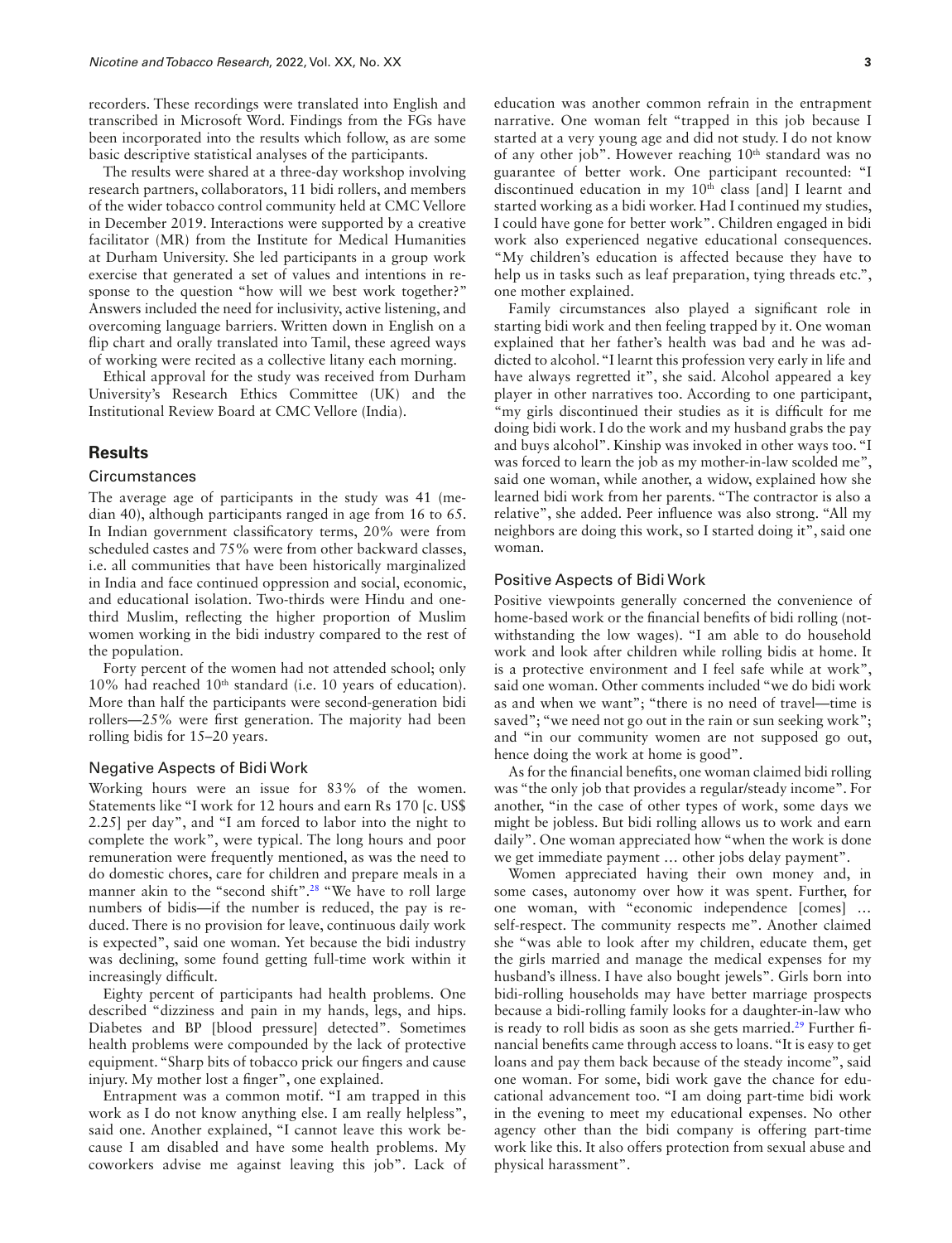recorders. These recordings were translated into English and transcribed in Microsoft Word. Findings from the FGs have been incorporated into the results which follow, as are some basic descriptive statistical analyses of the participants.

The results were shared at a three-day workshop involving research partners, collaborators, 11 bidi rollers, and members of the wider tobacco control community held at CMC Vellore in December 2019. Interactions were supported by a creative facilitator (MR) from the Institute for Medical Humanities at Durham University. She led participants in a group work exercise that generated a set of values and intentions in response to the question "how will we best work together?" Answers included the need for inclusivity, active listening, and overcoming language barriers. Written down in English on a flip chart and orally translated into Tamil, these agreed ways of working were recited as a collective litany each morning.

Ethical approval for the study was received from Durham University's Research Ethics Committee (UK) and the Institutional Review Board at CMC Vellore (India).

## Results

### Circumstances

The average age of participants in the study was 41 (median 40), although participants ranged in age from 16 to 65. In Indian government classificatory terms, 20% were from scheduled castes and 75% were from other backward classes, i.e. all communities that have been historically marginalized in India and face continued oppression and social, economic, and educational isolation. Two-thirds were Hindu and one-third Muslim, reflecting the higher proportion of Muslim women working in the bidi industry compared to the rest of the population.

Forty percent of the women had not attended school; only 10% had reached 10th standard (i.e. 10 years of education). More than half the participants were second-generation bidi rollers—25% were first generation. The majority had been rolling bidis for 15–20 years.

### Negative Aspects of Bidi Work

Working hours were an issue for 83% of the women. Statements like "I work for 12 hours and earn Rs 170 [c. US$ 2.25] per day", and "I am forced to labor into the night to complete the work", were typical. The long hours and poor remuneration were frequently mentioned, as was the need to do domestic chores, care for children and prepare meals in a manner akin to the "second shift".[28] "We have to roll large numbers of bidis—if the number is reduced, the pay is reduced. There is no provision for leave, continuous daily work is expected", said one woman. Yet because the bidi industry was declining, some found getting full-time work within it increasingly difficult.

Eighty percent of participants had health problems. One described "dizziness and pain in my hands, legs, and hips. Diabetes and BP [blood pressure] detected". Sometimes health problems were compounded by the lack of protective equipment. "Sharp bits of tobacco prick our fingers and cause injury. My mother lost a finger", one explained.

Entrapment was a common motif. "I am trapped in this work as I do not know anything else. I am really helpless", said one. Another explained, "I cannot leave this work because I am disabled and have some health problems. My coworkers advise me against leaving this job". Lack of education was another common refrain in the entrapment narrative. One woman felt "trapped in this job because I started at a very young age and did not study. I do not know of any other job". However reaching 10th standard was no guarantee of better work. One participant recounted: "I discontinued education in my 10th class [and] I learnt and started working as a bidi worker. Had I continued my studies, I could have gone for better work". Children engaged in bidi work also experienced negative educational consequences. "My children's education is affected because they have to help us in tasks such as leaf preparation, tying threads etc.", one mother explained.

Family circumstances also played a significant role in starting bidi work and then feeling trapped by it. One woman explained that her father's health was bad and he was addicted to alcohol. "I learnt this profession very early in life and have always regretted it", she said. Alcohol appeared a key player in other narratives too. According to one participant, "my girls discontinued their studies as it is difficult for me doing bidi work. I do the work and my husband grabs the pay and buys alcohol". Kinship was invoked in other ways too. "I was forced to learn the job as my mother-in-law scolded me", said one woman, while another, a widow, explained how she learned bidi work from her parents. "The contractor is also a relative", she added. Peer influence was also strong. "All my neighbors are doing this work, so I started doing it", said one woman.

### Positive Aspects of Bidi Work

Positive viewpoints generally concerned the convenience of home-based work or the financial benefits of bidi rolling (notwithstanding the low wages). "I am able to do household work and look after children while rolling bidis at home. It is a protective environment and I feel safe while at work", said one woman. Other comments included "we do bidi work as and when we want"; "there is no need of travel—time is saved"; "we need not go out in the rain or sun seeking work"; and "in our community women are not supposed go out, hence doing the work at home is good".

As for the financial benefits, one woman claimed bidi rolling was "the only job that provides a regular/steady income". For another, "in the case of other types of work, some days we might be jobless. But bidi rolling allows us to work and earn daily". One woman appreciated how "when the work is done we get immediate payment … other jobs delay payment".

Women appreciated having their own money and, in some cases, autonomy over how it was spent. Further, for one woman, with "economic independence [comes] … self-respect. The community respects me". Another claimed she "was able to look after my children, educate them, get the girls married and manage the medical expenses for my husband's illness. I have also bought jewels". Girls born into bidi-rolling households may have better marriage prospects because a bidi-rolling family looks for a daughter-in-law who is ready to roll bidis as soon as she gets married.[29] Further financial benefits came through access to loans. "It is easy to get loans and pay them back because of the steady income", said one woman. For some, bidi work gave the chance for educational advancement too. "I am doing part-time bidi work in the evening to meet my educational expenses. No other agency other than the bidi company is offering part-time work like this. It also offers protection from sexual abuse and physical harassment".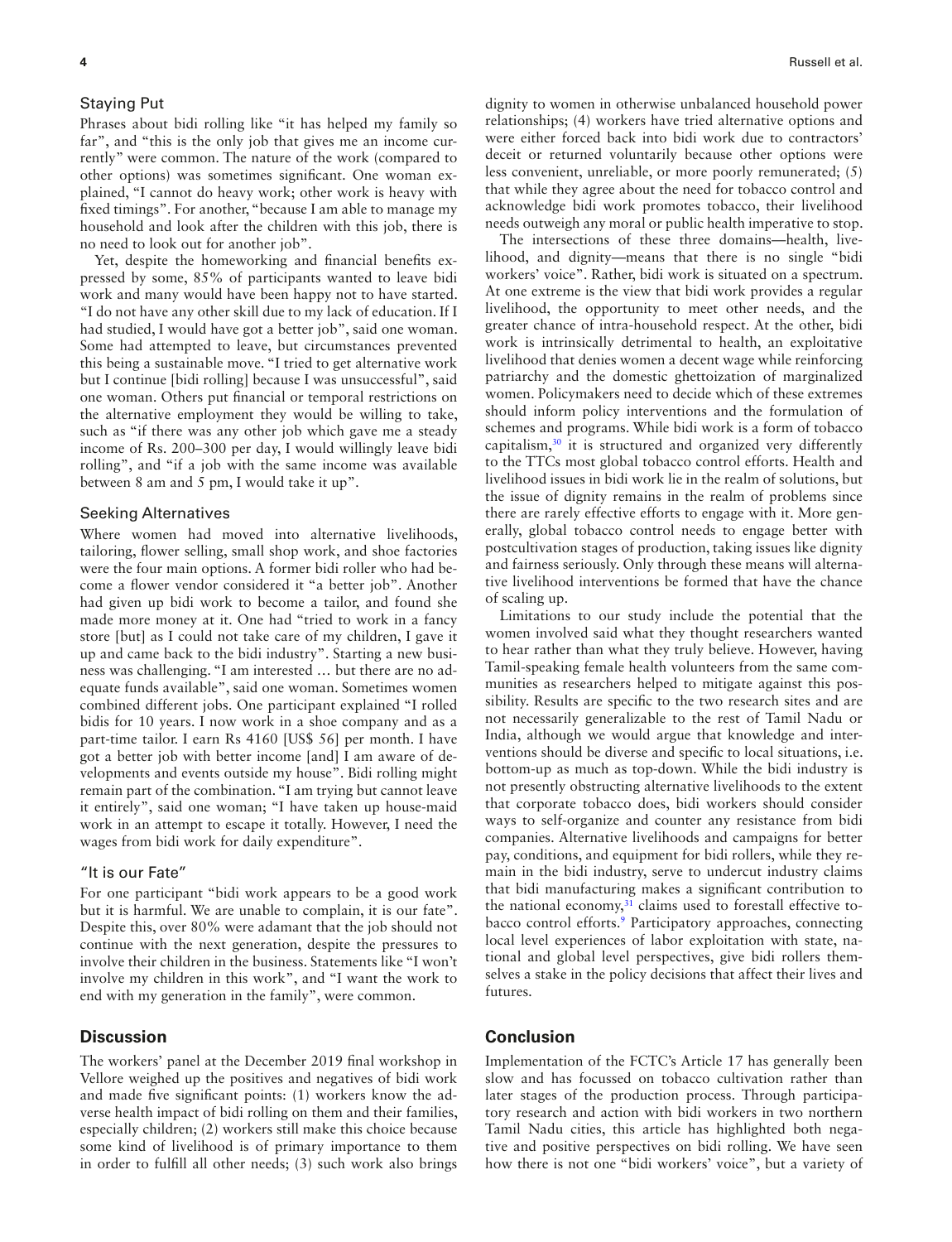### Staying Put

Phrases about bidi rolling like "it has helped my family so far", and "this is the only job that gives me an income currently" were common. The nature of the work (compared to other options) was sometimes significant. One woman explained, "I cannot do heavy work; other work is heavy with fixed timings". For another, "because I am able to manage my household and look after the children with this job, there is no need to look out for another job".

Yet, despite the homeworking and financial benefits expressed by some, 85% of participants wanted to leave bidi work and many would have been happy not to have started. "I do not have any other skill due to my lack of education. If I had studied, I would have got a better job", said one woman. Some had attempted to leave, but circumstances prevented this being a sustainable move. "I tried to get alternative work but I continue [bidi rolling] because I was unsuccessful", said one woman. Others put financial or temporal restrictions on the alternative employment they would be willing to take, such as "if there was any other job which gave me a steady income of Rs. 200–300 per day, I would willingly leave bidi rolling", and "if a job with the same income was available between 8 am and 5 pm, I would take it up".

### Seeking Alternatives

Where women had moved into alternative livelihoods, tailoring, flower selling, small shop work, and shoe factories were the four main options. A former bidi roller who had become a flower vendor considered it "a better job". Another had given up bidi work to become a tailor, and found she made more money at it. One had "tried to work in a fancy store [but] as I could not take care of my children, I gave it up and came back to the bidi industry". Starting a new business was challenging. "I am interested … but there are no adequate funds available", said one woman. Sometimes women combined different jobs. One participant explained "I rolled bidis for 10 years. I now work in a shoe company and as a part-time tailor. I earn Rs 4160 [US$ 56] per month. I have got a better job with better income [and] I am aware of developments and events outside my house". Bidi rolling might remain part of the combination. "I am trying but cannot leave it entirely", said one woman; "I have taken up house-maid work in an attempt to escape it totally. However, I need the wages from bidi work for daily expenditure".

### "It is our Fate"

For one participant "bidi work appears to be a good work but it is harmful. We are unable to complain, it is our fate". Despite this, over 80% were adamant that the job should not continue with the next generation, despite the pressures to involve their children in the business. Statements like "I won't involve my children in this work", and "I want the work to end with my generation in the family", were common.

## Discussion

The workers' panel at the December 2019 final workshop in Vellore weighed up the positives and negatives of bidi work and made five significant points: (1) workers know the adverse health impact of bidi rolling on them and their families, especially children; (2) workers still make this choice because some kind of livelihood is of primary importance to them in order to fulfill all other needs; (3) such work also brings dignity to women in otherwise unbalanced household power relationships; (4) workers have tried alternative options and were either forced back into bidi work due to contractors' deceit or returned voluntarily because other options were less convenient, unreliable, or more poorly remunerated; (5) that while they agree about the need for tobacco control and acknowledge bidi work promotes tobacco, their livelihood needs outweigh any moral or public health imperative to stop.

The intersections of these three domains—health, livelihood, and dignity—means that there is no single "bidi workers' voice". Rather, bidi work is situated on a spectrum. At one extreme is the view that bidi work provides a regular livelihood, the opportunity to meet other needs, and the greater chance of intra-household respect. At the other, bidi work is intrinsically detrimental to health, an exploitative livelihood that denies women a decent wage while reinforcing patriarchy and the domestic ghettoization of marginalized women. Policymakers need to decide which of these extremes should inform policy interventions and the formulation of schemes and programs. While bidi work is a form of tobacco capitalism,[30] it is structured and organized very differently to the TTCs most global tobacco control efforts. Health and livelihood issues in bidi work lie in the realm of solutions, but the issue of dignity remains in the realm of problems since there are rarely effective efforts to engage with it. More generally, global tobacco control needs to engage better with postcultivation stages of production, taking issues like dignity and fairness seriously. Only through these means will alternative livelihood interventions be formed that have the chance of scaling up.

Limitations to our study include the potential that the women involved said what they thought researchers wanted to hear rather than what they truly believe. However, having Tamil-speaking female health volunteers from the same communities as researchers helped to mitigate against this possibility. Results are specific to the two research sites and are not necessarily generalizable to the rest of Tamil Nadu or India, although we would argue that knowledge and interventions should be diverse and specific to local situations, i.e. bottom-up as much as top-down. While the bidi industry is not presently obstructing alternative livelihoods to the extent that corporate tobacco does, bidi workers should consider ways to self-organize and counter any resistance from bidi companies. Alternative livelihoods and campaigns for better pay, conditions, and equipment for bidi rollers, while they remain in the bidi industry, serve to undercut industry claims that bidi manufacturing makes a significant contribution to the national economy,[31] claims used to forestall effective tobacco control efforts.[9] Participatory approaches, connecting local level experiences of labor exploitation with state, national and global level perspectives, give bidi rollers themselves a stake in the policy decisions that affect their lives and futures.

## Conclusion

Implementation of the FCTC's Article 17 has generally been slow and has focussed on tobacco cultivation rather than later stages of the production process. Through participatory research and action with bidi workers in two northern Tamil Nadu cities, this article has highlighted both negative and positive perspectives on bidi rolling. We have seen how there is not one "bidi workers' voice", but a variety of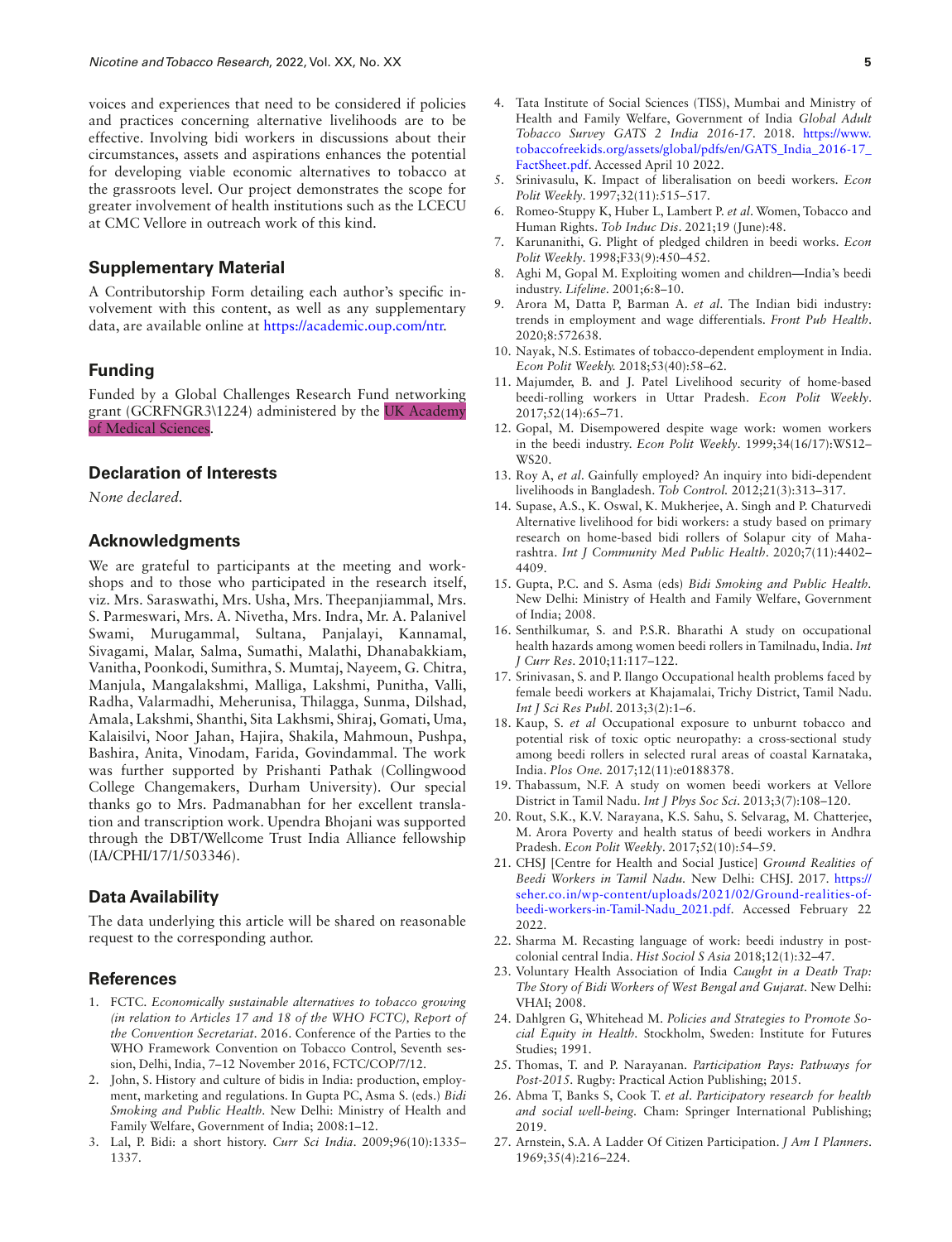voices and experiences that need to be considered if policies and practices concerning alternative livelihoods are to be effective. Involving bidi workers in discussions about their circumstances, assets and aspirations enhances the potential for developing viable economic alternatives to tobacco at the grassroots level. Our project demonstrates the scope for greater involvement of health institutions such as the LCECU at CMC Vellore in outreach work of this kind.

## Supplementary Material

A Contributorship Form detailing each author's specific involvement with this content, as well as any supplementary data, are available online at https://academic.oup.com/ntr.

## Funding

Funded by a Global Challenges Research Fund networking grant (GCRFNGR3\1224) administered by the UK Academy of Medical Sciences.

## Declaration of Interests

*None declared.*

## Acknowledgments

We are grateful to participants at the meeting and workshops and to those who participated in the research itself, viz. Mrs. Saraswathi, Mrs. Usha, Mrs. Theepanjiammal, Mrs. S. Parmeswari, Mrs. A. Nivetha, Mrs. Indra, Mr. A. Palanivel Swami, Murugammal, Sultana, Panjalayi, Kannamal, Sivagami, Malar, Salma, Sumathi, Malathi, Dhanabakkiam, Vanitha, Poonkodi, Sumithra, S. Mumtaj, Nayeem, G. Chitra, Manjula, Mangalakshmi, Malliga, Lakshmi, Punitha, Valli, Radha, Valarmadhi, Meherunisa, Thilagga, Sunma, Dilshad, Amala, Lakshmi, Shanthi, Sita Lakhsmi, Shiraj, Gomati, Uma, Kalaisilvi, Noor Jahan, Hajira, Shakila, Mahmoun, Pushpa, Bashira, Anita, Vinodam, Farida, Govindammal. The work was further supported by Prishanti Pathak (Collingwood College Changemakers, Durham University). Our special thanks go to Mrs. Padmanabhan for her excellent translation and transcription work. Upendra Bhojani was supported through the DBT/Wellcome Trust India Alliance fellowship (IA/CPHI/17/1/503346).

## Data Availability

The data underlying this article will be shared on reasonable request to the corresponding author.

## References

1. FCTC. *Economically sustainable alternatives to tobacco growing (in relation to Articles 17 and 18 of the WHO FCTC), Report of the Convention Secretariat*. 2016. Conference of the Parties to the WHO Framework Convention on Tobacco Control, Seventh session, Delhi, India, 7–12 November 2016, FCTC/COP/7/12.
2. John, S. History and culture of bidis in India: production, employment, marketing and regulations. In Gupta PC, Asma S. (eds.) *Bidi Smoking and Public Health*. New Delhi: Ministry of Health and Family Welfare, Government of India; 2008:1–12.
3. Lal, P. Bidi: a short history. *Curr Sci India*. 2009;96(10):1335–1337.
4. Tata Institute of Social Sciences (TISS), Mumbai and Ministry of Health and Family Welfare, Government of India *Global Adult Tobacco Survey GATS 2 India 2016-17*. 2018. https://www.tobaccofreekids.org/assets/global/pdfs/en/GATS_India_2016-17_FactSheet.pdf. Accessed April 10 2022.
5. Srinivasulu, K. Impact of liberalisation on beedi workers. *Econ Polit Weekly*. 1997;32(11):515–517.
6. Romeo-Stuppy K, Huber L, Lambert P. *et al*. Women, Tobacco and Human Rights. *Tob Induc Dis*. 2021;19 (June):48.
7. Karunanithi, G. Plight of pledged children in beedi works. *Econ Polit Weekly*. 1998;F33(9):450–452.
8. Aghi M, Gopal M. Exploiting women and children—India's beedi industry. *Lifeline*. 2001;6:8–10.
9. Arora M, Datta P, Barman A. *et al*. The Indian bidi industry: trends in employment and wage differentials. *Front Pub Health*. 2020;8:572638.
10. Nayak, N.S. Estimates of tobacco-dependent employment in India. *Econ Polit Weekly.* 2018;53(40):58–62.
11. Majumder, B. and J. Patel Livelihood security of home-based beedi-rolling workers in Uttar Pradesh. *Econ Polit Weekly*. 2017;52(14):65–71.
12. Gopal, M. Disempowered despite wage work: women workers in the beedi industry. *Econ Polit Weekly*. 1999;34(16/17):WS12–WS20.
13. Roy A, *et al*. Gainfully employed? An inquiry into bidi-dependent livelihoods in Bangladesh. *Tob Control.* 2012;21(3):313–317.
14. Supase, A.S., K. Oswal, K. Mukherjee, A. Singh and P. Chaturvedi Alternative livelihood for bidi workers: a study based on primary research on home-based bidi rollers of Solapur city of Maharashtra. *Int J Community Med Public Health*. 2020;7(11):4402–4409.
15. Gupta, P.C. and S. Asma (eds) *Bidi Smoking and Public Health*. New Delhi: Ministry of Health and Family Welfare, Government of India; 2008.
16. Senthilkumar, S. and P.S.R. Bharathi A study on occupational health hazards among women beedi rollers in Tamilnadu, India. *Int J Curr Res*. 2010;11:117–122.
17. Srinivasan, S. and P. Ilango Occupational health problems faced by female beedi workers at Khajamalai, Trichy District, Tamil Nadu. *Int J Sci Res Publ*. 2013;3(2):1–6.
18. Kaup, S. *et al* Occupational exposure to unburnt tobacco and potential risk of toxic optic neuropathy: a cross-sectional study among beedi rollers in selected rural areas of coastal Karnataka, India. *Plos One.* 2017;12(11):e0188378.
19. Thabassum, N.F. A study on women beedi workers at Vellore District in Tamil Nadu. *Int J Phys Soc Sci*. 2013;3(7):108–120.
20. Rout, S.K., K.V. Narayana, K.S. Sahu, S. Selvarag, M. Chatterjee, M. Arora Poverty and health status of beedi workers in Andhra Pradesh. *Econ Polit Weekly*. 2017;52(10):54–59.
21. CHSJ [Centre for Health and Social Justice] *Ground Realities of Beedi Workers in Tamil Nadu.* New Delhi: CHSJ. 2017. https://seher.co.in/wp-content/uploads/2021/02/Ground-realities-of-beedi-workers-in-Tamil-Nadu_2021.pdf. Accessed February 22 2022.
22. Sharma M. Recasting language of work: beedi industry in post-colonial central India. *Hist Sociol S Asia* 2018;12(1):32–47.
23. Voluntary Health Association of India *Caught in a Death Trap: The Story of Bidi Workers of West Bengal and Gujarat*. New Delhi: VHAI; 2008.
24. Dahlgren G, Whitehead M. *Policies and Strategies to Promote Social Equity in Health*. Stockholm, Sweden: Institute for Futures Studies; 1991.
25. Thomas, T. and P. Narayanan. *Participation Pays: Pathways for Post-2015*. Rugby: Practical Action Publishing; 2015.
26. Abma T, Banks S, Cook T. *et al*. *Participatory research for health and social well-being*. Cham: Springer International Publishing; 2019.
27. Arnstein, S.A. A Ladder Of Citizen Participation. *J Am I Planners*. 1969;35(4):216–224.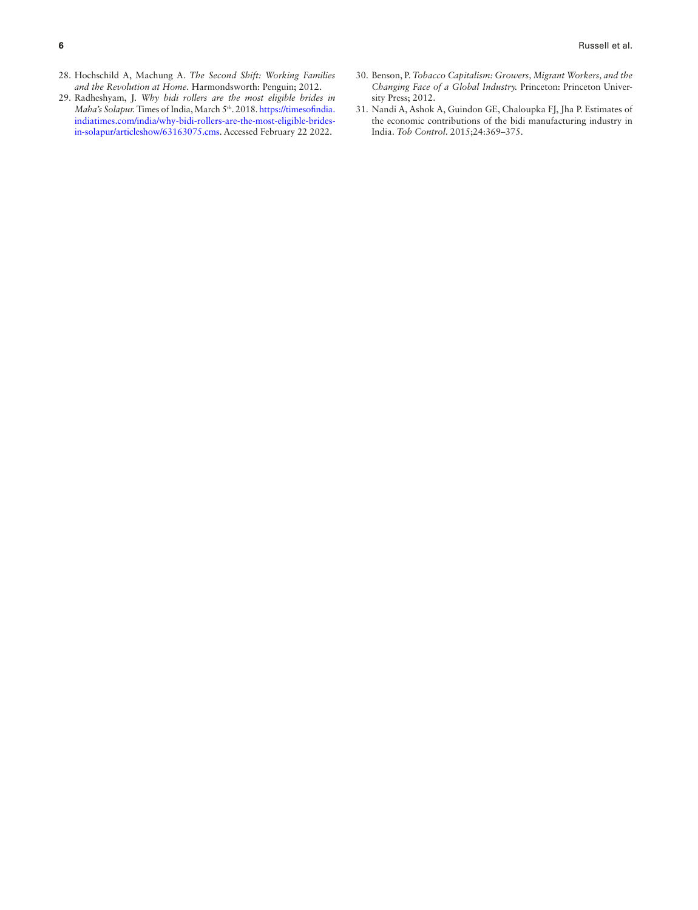28. Hochschild A, Machung A. *The Second Shift: Working Families and the Revolution at Home*. Harmondsworth: Penguin; 2012.
29. Radheshyam, J. *Why bidi rollers are the most eligible brides in Maha's Solapur.* Times of India, March 5th. 2018. https://timesofindia.indiatimes.com/india/why-bidi-rollers-are-the-most-eligible-brides-in-solapur/articleshow/63163075.cms. Accessed February 22 2022.
30. Benson, P. *Tobacco Capitalism: Growers, Migrant Workers, and the Changing Face of a Global Industry.* Princeton: Princeton University Press; 2012.
31. Nandi A, Ashok A, Guindon GE, Chaloupka FJ, Jha P. Estimates of the economic contributions of the bidi manufacturing industry in India. *Tob Control*. 2015;24:369–375.